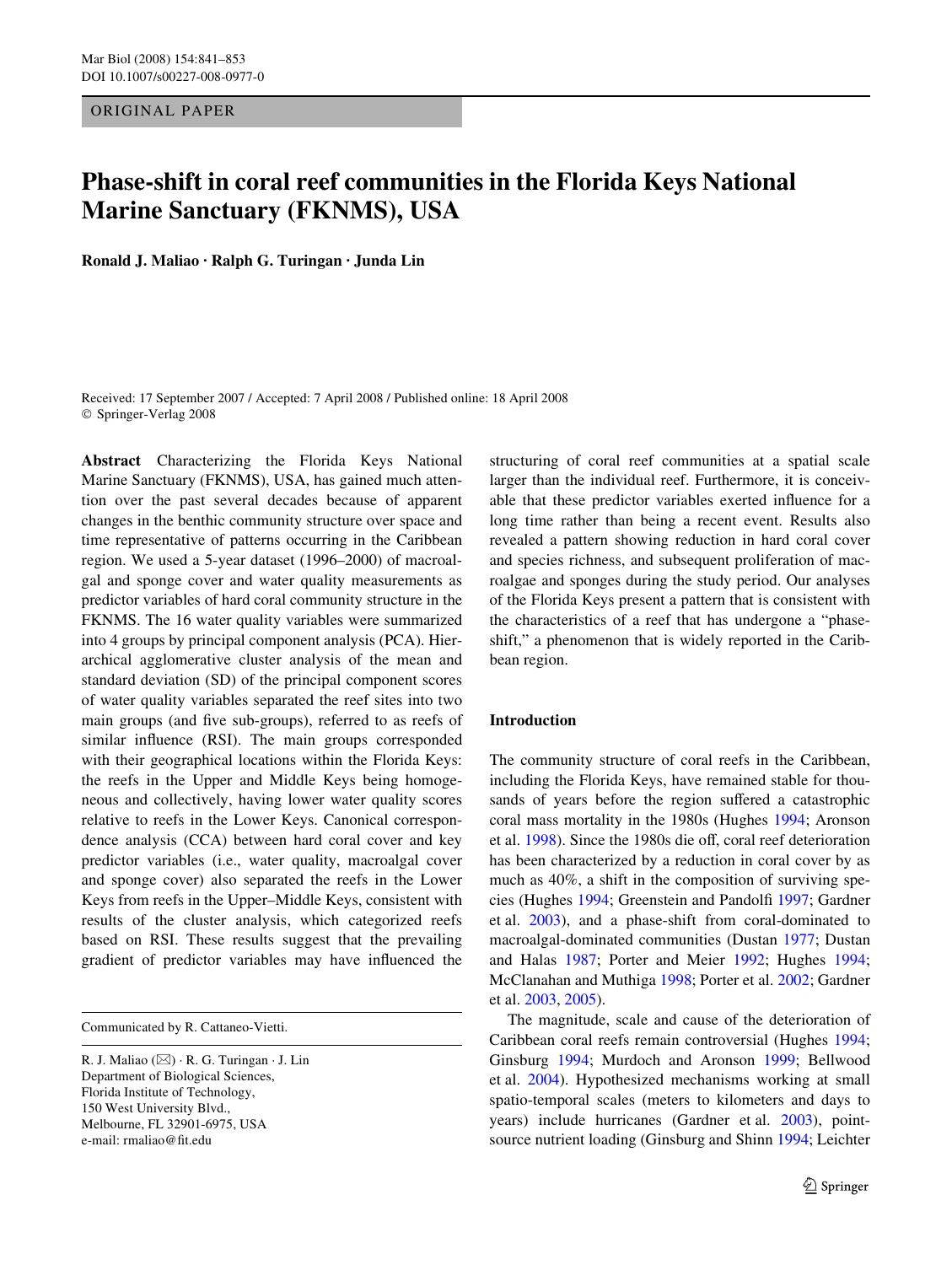ORIGINAL PAPER

# Phase-shift in coral reef communities in the Florida Keys National Marine Sanctuary (FKNMS), USA

**Ronald J. Maliao · Ralph G. Turingan · Junda Lin**

Received: 17 September 2007 / Accepted: 7 April 2008 / Published online: 18 April 2008
© Springer-Verlag 2008

**Abstract** Characterizing the Florida Keys National Marine Sanctuary (FKNMS), USA, has gained much attention over the past several decades because of apparent changes in the benthic community structure over space and time representative of patterns occurring in the Caribbean region. We used a 5-year dataset (1996–2000) of macroalgal and sponge cover and water quality measurements as predictor variables of hard coral community structure in the FKNMS. The 16 water quality variables were summarized into 4 groups by principal component analysis (PCA). Hierarchical agglomerative cluster analysis of the mean and standard deviation (SD) of the principal component scores of water quality variables separated the reef sites into two main groups (and five sub-groups), referred to as reefs of similar influence (RSI). The main groups corresponded with their geographical locations within the Florida Keys: the reefs in the Upper and Middle Keys being homogeneous and collectively, having lower water quality scores relative to reefs in the Lower Keys. Canonical correspondence analysis (CCA) between hard coral cover and key predictor variables (i.e., water quality, macroalgal cover and sponge cover) also separated the reefs in the Lower Keys from reefs in the Upper–Middle Keys, consistent with results of the cluster analysis, which categorized reefs based on RSI. These results suggest that the prevailing gradient of predictor variables may have influenced the structuring of coral reef communities at a spatial scale larger than the individual reef. Furthermore, it is conceivable that these predictor variables exerted influence for a long time rather than being a recent event. Results also revealed a pattern showing reduction in hard coral cover and species richness, and subsequent proliferation of macroalgae and sponges during the study period. Our analyses of the Florida Keys present a pattern that is consistent with the characteristics of a reef that has undergone a "phase-shift," a phenomenon that is widely reported in the Caribbean region.

Communicated by R. Cattaneo-Vietti.

R. J. Maliao (✉) · R. G. Turingan · J. Lin
Department of Biological Sciences,
Florida Institute of Technology,
150 West University Blvd.,
Melbourne, FL 32901-6975, USA
e-mail: rmaliao@fit.edu

## Introduction

The community structure of coral reefs in the Caribbean, including the Florida Keys, have remained stable for thousands of years before the region suffered a catastrophic coral mass mortality in the 1980s (Hughes 1994; Aronson et al. 1998). Since the 1980s die off, coral reef deterioration has been characterized by a reduction in coral cover by as much as 40%, a shift in the composition of surviving species (Hughes 1994; Greenstein and Pandolfi 1997; Gardner et al. 2003), and a phase-shift from coral-dominated to macroalgal-dominated communities (Dustan 1977; Dustan and Halas 1987; Porter and Meier 1992; Hughes 1994; McClanahan and Muthiga 1998; Porter et al. 2002; Gardner et al. 2003, 2005).

The magnitude, scale and cause of the deterioration of Caribbean coral reefs remain controversial (Hughes 1994; Ginsburg 1994; Murdoch and Aronson 1999; Bellwood et al. 2004). Hypothesized mechanisms working at small spatio-temporal scales (meters to kilometers and days to years) include hurricanes (Gardner et al. 2003), point-source nutrient loading (Ginsburg and Shinn 1994; Leichter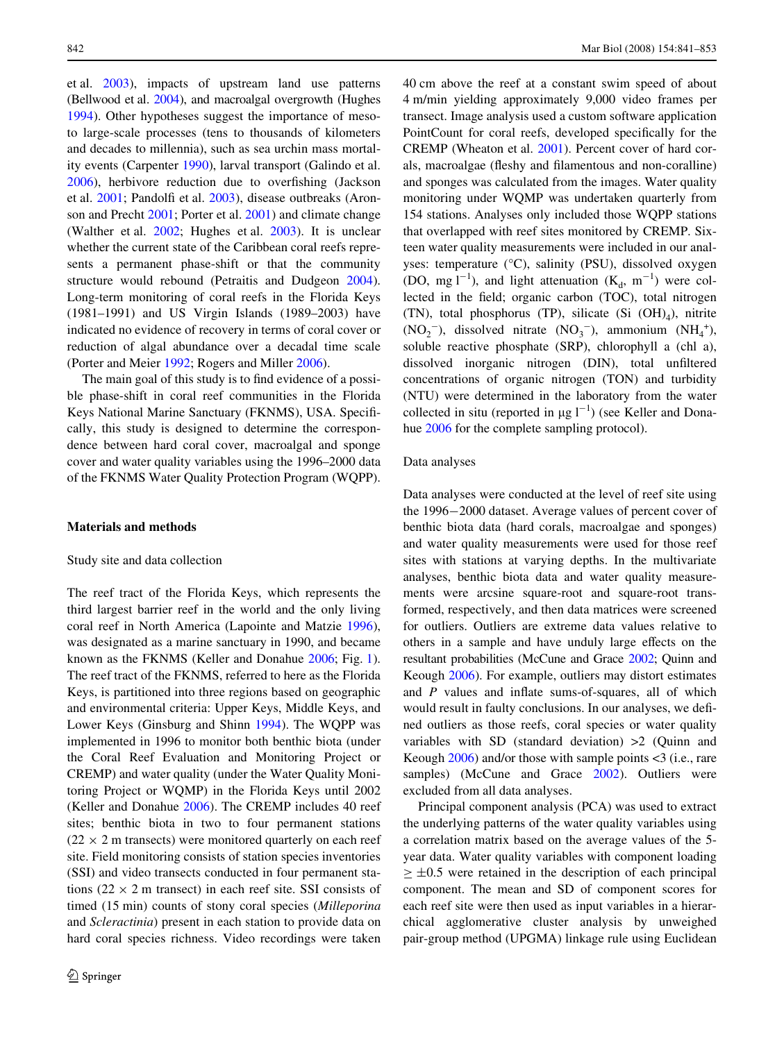et al. 2003), impacts of upstream land use patterns (Bellwood et al. 2004), and macroalgal overgrowth (Hughes 1994). Other hypotheses suggest the importance of meso- to large-scale processes (tens to thousands of kilometers and decades to millennia), such as sea urchin mass mortality events (Carpenter 1990), larval transport (Galindo et al. 2006), herbivore reduction due to overfishing (Jackson et al. 2001; Pandolfi et al. 2003), disease outbreaks (Aronson and Precht 2001; Porter et al. 2001) and climate change (Walther et al. 2002; Hughes et al. 2003). It is unclear whether the current state of the Caribbean coral reefs represents a permanent phase-shift or that the community structure would rebound (Petraitis and Dudgeon 2004). Long-term monitoring of coral reefs in the Florida Keys (1981–1991) and US Virgin Islands (1989–2003) have indicated no evidence of recovery in terms of coral cover or reduction of algal abundance over a decadal time scale (Porter and Meier 1992; Rogers and Miller 2006).

The main goal of this study is to find evidence of a possible phase-shift in coral reef communities in the Florida Keys National Marine Sanctuary (FKNMS), USA. Specifically, this study is designed to determine the correspondence between hard coral cover, macroalgal and sponge cover and water quality variables using the 1996–2000 data of the FKNMS Water Quality Protection Program (WQPP).

## Materials and methods

### Study site and data collection

The reef tract of the Florida Keys, which represents the third largest barrier reef in the world and the only living coral reef in North America (Lapointe and Matzie 1996), was designated as a marine sanctuary in 1990, and became known as the FKNMS (Keller and Donahue 2006; Fig. 1). The reef tract of the FKNMS, referred to here as the Florida Keys, is partitioned into three regions based on geographic and environmental criteria: Upper Keys, Middle Keys, and Lower Keys (Ginsburg and Shinn 1994). The WQPP was implemented in 1996 to monitor both benthic biota (under the Coral Reef Evaluation and Monitoring Project or CREMP) and water quality (under the Water Quality Monitoring Project or WQMP) in the Florida Keys until 2002 (Keller and Donahue 2006). The CREMP includes 40 reef sites; benthic biota in two to four permanent stations (22 × 2 m transects) were monitored quarterly on each reef site. Field monitoring consists of station species inventories (SSI) and video transects conducted in four permanent stations (22 × 2 m transect) in each reef site. SSI consists of timed (15 min) counts of stony coral species (*Milleporina* and *Scleractinia*) present in each station to provide data on hard coral species richness. Video recordings were taken 40 cm above the reef at a constant swim speed of about 4 m/min yielding approximately 9,000 video frames per transect. Image analysis used a custom software application PointCount for coral reefs, developed specifically for the CREMP (Wheaton et al. 2001). Percent cover of hard corals, macroalgae (fleshy and filamentous and non-coralline) and sponges was calculated from the images. Water quality monitoring under WQMP was undertaken quarterly from 154 stations. Analyses only included those WQPP stations that overlapped with reef sites monitored by CREMP. Sixteen water quality measurements were included in our analyses: temperature (°C), salinity (PSU), dissolved oxygen (DO, mg $l^{-1}$), and light attenuation ($K_d$, $m^{-1}$) were collected in the field; organic carbon (TOC), total nitrogen (TN), total phosphorus (TP), silicate (Si $(OH)_4$), nitrite ($NO_2^-$), dissolved nitrate ($NO_3^-$), ammonium ($NH_4^+$), soluble reactive phosphate (SRP), chlorophyll a (chl a), dissolved inorganic nitrogen (DIN), total unfiltered concentrations of organic nitrogen (TON) and turbidity (NTU) were determined in the laboratory from the water collected in situ (reported in μg $l^{-1}$) (see Keller and Donahue 2006 for the complete sampling protocol).

### Data analyses

Data analyses were conducted at the level of reef site using the 1996−2000 dataset. Average values of percent cover of benthic biota data (hard corals, macroalgae and sponges) and water quality measurements were used for those reef sites with stations at varying depths. In the multivariate analyses, benthic biota data and water quality measurements were arcsine square-root and square-root transformed, respectively, and then data matrices were screened for outliers. Outliers are extreme data values relative to others in a sample and have unduly large effects on the resultant probabilities (McCune and Grace 2002; Quinn and Keough 2006). For example, outliers may distort estimates and *P* values and inflate sums-of-squares, all of which would result in faulty conclusions. In our analyses, we defined outliers as those reefs, coral species or water quality variables with SD (standard deviation) >2 (Quinn and Keough 2006) and/or those with sample points <3 (i.e., rare samples) (McCune and Grace 2002). Outliers were excluded from all data analyses.

Principal component analysis (PCA) was used to extract the underlying patterns of the water quality variables using a correlation matrix based on the average values of the 5-year data. Water quality variables with component loading ≥ ±0.5 were retained in the description of each principal component. The mean and SD of component scores for each reef site were then used as input variables in a hierarchical agglomerative cluster analysis by unweighed pair-group method (UPGMA) linkage rule using Euclidean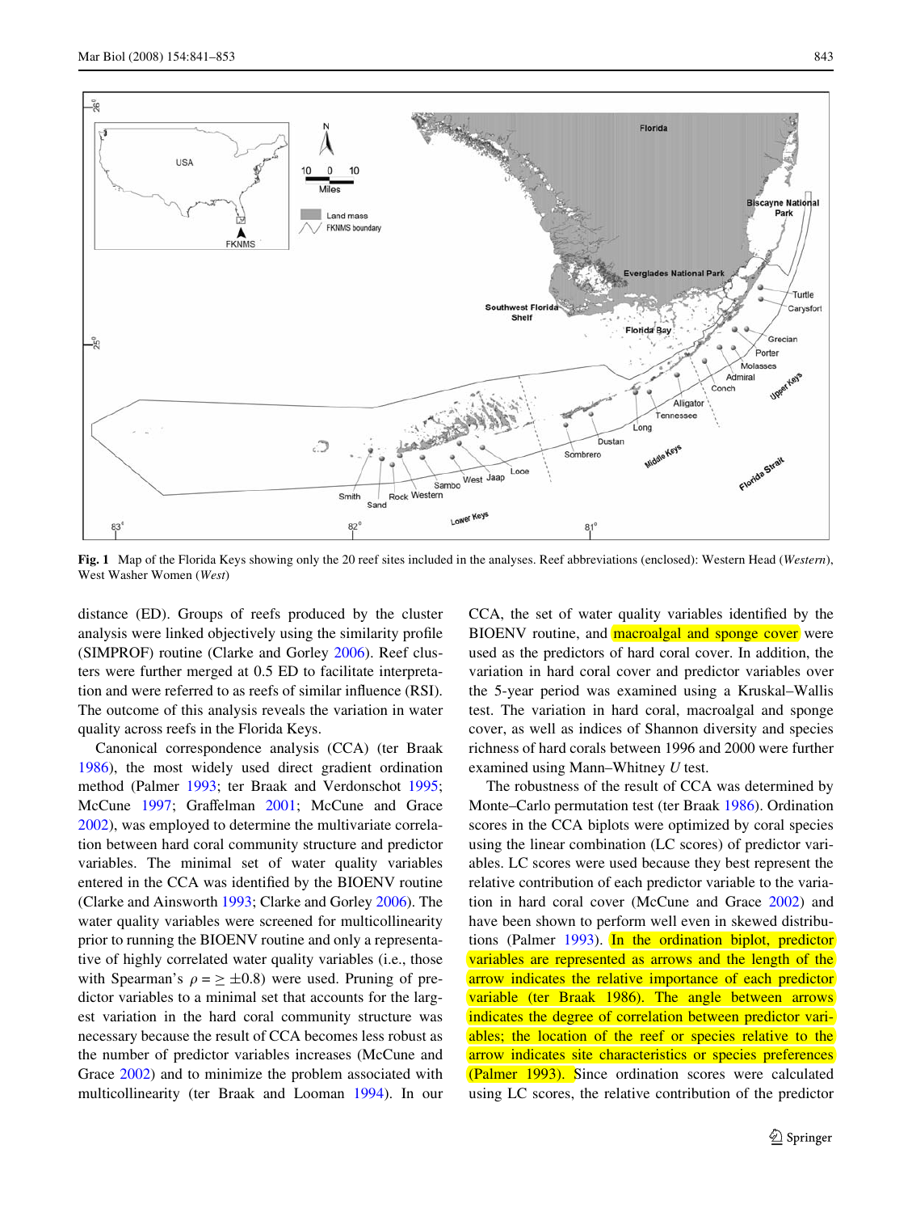**Fig. 1** Map of the Florida Keys showing only the 20 reef sites included in the analyses. Reef abbreviations (enclosed): Western Head (*Western*), West Washer Women (*West*)

distance (ED). Groups of reefs produced by the cluster analysis were linked objectively using the similarity profile (SIMPROF) routine (Clarke and Gorley 2006). Reef clusters were further merged at 0.5 ED to facilitate interpretation and were referred to as reefs of similar influence (RSI). The outcome of this analysis reveals the variation in water quality across reefs in the Florida Keys.

Canonical correspondence analysis (CCA) (ter Braak 1986), the most widely used direct gradient ordination method (Palmer 1993; ter Braak and Verdonschot 1995; McCune 1997; Graffelman 2001; McCune and Grace 2002), was employed to determine the multivariate correlation between hard coral community structure and predictor variables. The minimal set of water quality variables entered in the CCA was identified by the BIOENV routine (Clarke and Ainsworth 1993; Clarke and Gorley 2006). The water quality variables were screened for multicollinearity prior to running the BIOENV routine and only a representative of highly correlated water quality variables (i.e., those with Spearman's $\rho = \geq \pm 0.8$) were used. Pruning of predictor variables to a minimal set that accounts for the largest variation in the hard coral community structure was necessary because the result of CCA becomes less robust as the number of predictor variables increases (McCune and Grace 2002) and to minimize the problem associated with multicollinearity (ter Braak and Looman 1994). In our CCA, the set of water quality variables identified by the BIOENV routine, and macroalgal and sponge cover were used as the predictors of hard coral cover. In addition, the variation in hard coral cover and predictor variables over the 5-year period was examined using a Kruskal–Wallis test. The variation in hard coral, macroalgal and sponge cover, as well as indices of Shannon diversity and species richness of hard corals between 1996 and 2000 were further examined using Mann–Whitney *U* test.

The robustness of the result of CCA was determined by Monte–Carlo permutation test (ter Braak 1986). Ordination scores in the CCA biplots were optimized by coral species using the linear combination (LC scores) of predictor variables. LC scores were used because they best represent the relative contribution of each predictor variable to the variation in hard coral cover (McCune and Grace 2002) and have been shown to perform well even in skewed distributions (Palmer 1993). In the ordination biplot, predictor variables are represented as arrows and the length of the arrow indicates the relative importance of each predictor variable (ter Braak 1986). The angle between arrows indicates the degree of correlation between predictor variables; the location of the reef or species relative to the arrow indicates site characteristics or species preferences (Palmer 1993). Since ordination scores were calculated using LC scores, the relative contribution of the predictor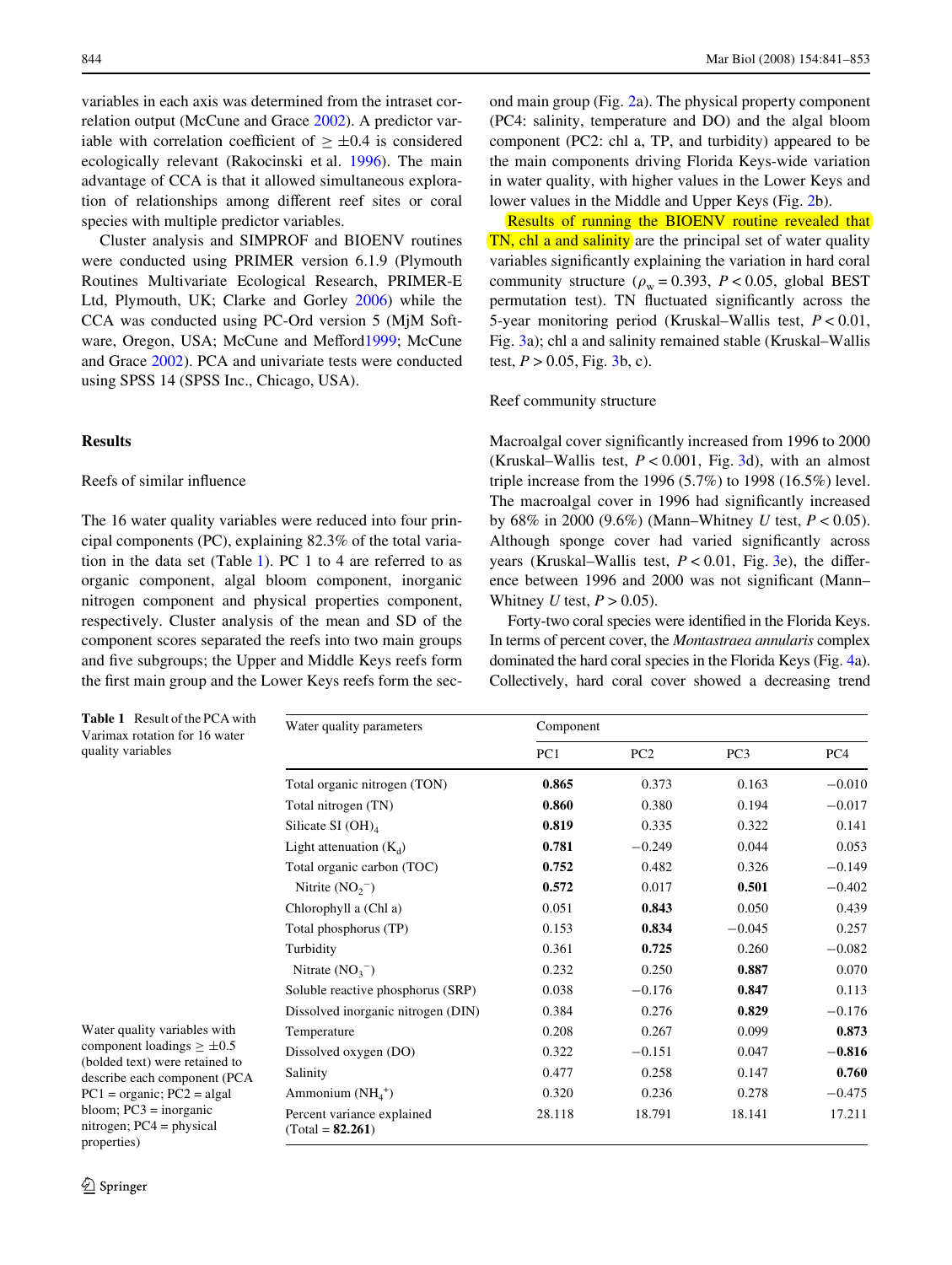variables in each axis was determined from the intraset correlation output (McCune and Grace 2002). A predictor variable with correlation coefficient of $\geq \pm 0.4$ is considered ecologically relevant (Rakocinski et al. 1996). The main advantage of CCA is that it allowed simultaneous exploration of relationships among different reef sites or coral species with multiple predictor variables.

Cluster analysis and SIMPROF and BIOENV routines were conducted using PRIMER version 6.1.9 (Plymouth Routines Multivariate Ecological Research, PRIMER-E Ltd, Plymouth, UK; Clarke and Gorley 2006) while the CCA was conducted using PC-Ord version 5 (MjM Software, Oregon, USA; McCune and Mefford1999; McCune and Grace 2002). PCA and univariate tests were conducted using SPSS 14 (SPSS Inc., Chicago, USA).

## Results

### Reefs of similar influence

The 16 water quality variables were reduced into four principal components (PC), explaining 82.3% of the total variation in the data set (Table 1). PC 1 to 4 are referred to as organic component, algal bloom component, inorganic nitrogen component and physical properties component, respectively. Cluster analysis of the mean and SD of the component scores separated the reefs into two main groups and five subgroups; the Upper and Middle Keys reefs form the first main group and the Lower Keys reefs form the second main group (Fig. 2a). The physical property component (PC4: salinity, temperature and DO) and the algal bloom component (PC2: chl a, TP, and turbidity) appeared to be the main components driving Florida Keys-wide variation in water quality, with higher values in the Lower Keys and lower values in the Middle and Upper Keys (Fig. 2b).

Results of running the BIOENV routine revealed that TN, chl a and salinity are the principal set of water quality variables significantly explaining the variation in hard coral community structure ($\rho_w = 0.393$, $P < 0.05$, global BEST permutation test). TN fluctuated significantly across the 5-year monitoring period (Kruskal–Wallis test, $P < 0.01$, Fig. 3a); chl a and salinity remained stable (Kruskal–Wallis test, $P > 0.05$, Fig. 3b, c).

### Reef community structure

Macroalgal cover significantly increased from 1996 to 2000 (Kruskal–Wallis test, $P < 0.001$, Fig. 3d), with an almost triple increase from the 1996 (5.7%) to 1998 (16.5%) level. The macroalgal cover in 1996 had significantly increased by 68% in 2000 (9.6%) (Mann–Whitney *U* test, $P < 0.05$). Although sponge cover had varied significantly across years (Kruskal–Wallis test, $P < 0.01$, Fig. 3e), the difference between 1996 and 2000 was not significant (Mann–Whitney *U* test, $P > 0.05$).

Forty-two coral species were identified in the Florida Keys. In terms of percent cover, the *Montastraea annularis* complex dominated the hard coral species in the Florida Keys (Fig. 4a). Collectively, hard coral cover showed a decreasing trend

**Table 1** Result of the PCA with Varimax rotation for 16 water quality variables

| Water quality parameters | Component | | | |
|---|---|---|---|---|
| | PC1 | PC2 | PC3 | PC4 |
| Total organic nitrogen (TON) | **0.865** | 0.373 | 0.163 | −0.010 |
| Total nitrogen (TN) | **0.860** | 0.380 | 0.194 | −0.017 |
| Silicate SI $(OH)_4$ | **0.819** | 0.335 | 0.322 | 0.141 |
| Light attenuation ($K_d$) | **0.781** | −0.249 | 0.044 | 0.053 |
| Total organic carbon (TOC) | **0.752** | 0.482 | 0.326 | −0.149 |
| Nitrite ($NO_2^-$) | **0.572** | 0.017 | **0.501** | −0.402 |
| Chlorophyll a (Chl a) | 0.051 | **0.843** | 0.050 | 0.439 |
| Total phosphorus (TP) | 0.153 | **0.834** | −0.045 | 0.257 |
| Turbidity | 0.361 | **0.725** | 0.260 | −0.082 |
| Nitrate ($NO_3^-$) | 0.232 | 0.250 | **0.887** | 0.070 |
| Soluble reactive phosphorus (SRP) | 0.038 | −0.176 | **0.847** | 0.113 |
| Dissolved inorganic nitrogen (DIN) | 0.384 | 0.276 | **0.829** | −0.176 |
| Temperature | 0.208 | 0.267 | 0.099 | **0.873** |
| Dissolved oxygen (DO) | 0.322 | −0.151 | 0.047 | **−0.816** |
| Salinity | 0.477 | 0.258 | 0.147 | **0.760** |
| Ammonium ($NH_4^+$) | 0.320 | 0.236 | 0.278 | −0.475 |
| Percent variance explained (Total = **82.261**) | 28.118 | 18.791 | 18.141 | 17.211 |

Water quality variables with component loadings $\geq \pm 0.5$ (bolded text) were retained to describe each component (PCA PC1 = organic; PC2 = algal bloom; PC3 = inorganic nitrogen; PC4 = physical properties)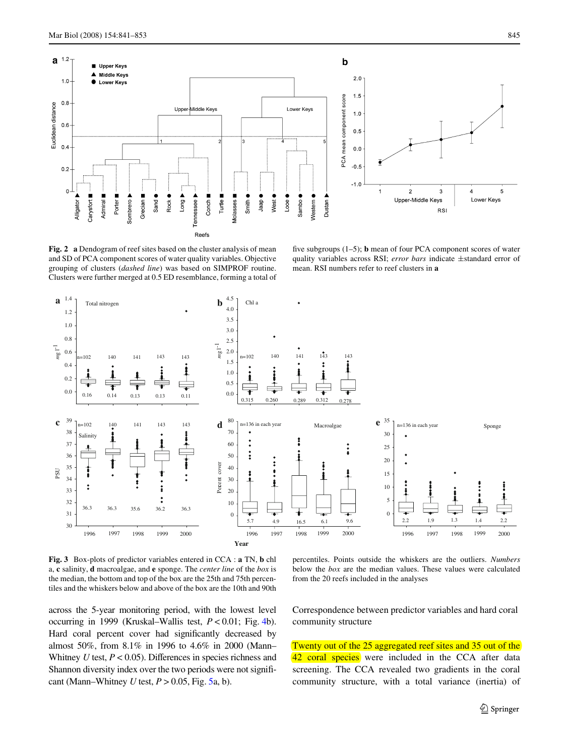**Fig. 2** **a** Dendogram of reef sites based on the cluster analysis of mean and SD of PCA component scores of water quality variables. Objective grouping of clusters (*dashed line*) was based on SIMPROF routine. Clusters were further merged at 0.5 ED resemblance, forming a total of five subgroups (1–5); **b** mean of four PCA component scores of water quality variables across RSI; *error bars* indicate ±standard error of mean. RSI numbers refer to reef clusters in **a**

**Fig. 3** Box-plots of predictor variables entered in CCA : **a** TN, **b** chl a, **c** salinity, **d** macroalgae, and **e** sponge. The *center line* of the *box* is the median, the bottom and top of the box are the 25th and 75th percentiles and the whiskers below and above of the box are the 10th and 90th percentiles. Points outside the whiskers are the outliers. *Numbers* below the *box* are the median values. These values were calculated from the 20 reefs included in the analyses

across the 5-year monitoring period, with the lowest level occurring in 1999 (Kruskal–Wallis test, $P < 0.01$; Fig. 4b). Hard coral percent cover had significantly decreased by almost 50%, from 8.1% in 1996 to 4.6% in 2000 (Mann–Whitney $U$ test, $P < 0.05$). Differences in species richness and Shannon diversity index over the two periods were not significant (Mann–Whitney $U$ test, $P > 0.05$, Fig. 5a, b).

## Correspondence between predictor variables and hard coral community structure

Twenty out of the 25 aggregated reef sites and 35 out of the 42 coral species were included in the CCA after data screening. The CCA revealed two gradients in the coral community structure, with a total variance (inertia) of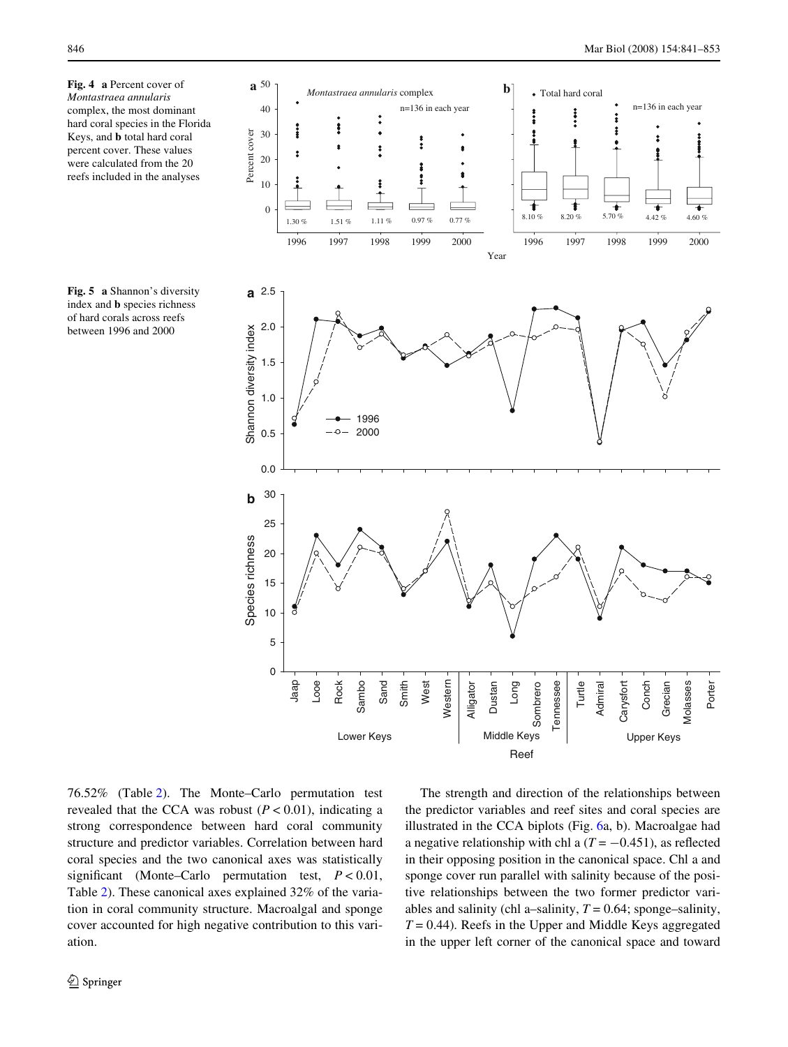**Fig. 4** **a** Percent cover of *Montastraea annularis* complex, the most dominant hard coral species in the Florida Keys, and **b** total hard coral percent cover. These values were calculated from the 20 reefs included in the analyses

**Fig. 5** **a** Shannon's diversity index and **b** species richness of hard corals across reefs between 1996 and 2000

76.52% (Table 2). The Monte–Carlo permutation test revealed that the CCA was robust ($P < 0.01$), indicating a strong correspondence between hard coral community structure and predictor variables. Correlation between hard coral species and the two canonical axes was statistically significant (Monte–Carlo permutation test, $P < 0.01$, Table 2). These canonical axes explained 32% of the variation in coral community structure. Macroalgal and sponge cover accounted for high negative contribution to this variation.

The strength and direction of the relationships between the predictor variables and reef sites and coral species are illustrated in the CCA biplots (Fig. 6a, b). Macroalgae had a negative relationship with chl a ($T = -0.451$), as reflected in their opposing position in the canonical space. Chl a and sponge cover run parallel with salinity because of the positive relationships between the two former predictor variables and salinity (chl a–salinity, $T = 0.64$; sponge–salinity, $T = 0.44$). Reefs in the Upper and Middle Keys aggregated in the upper left corner of the canonical space and toward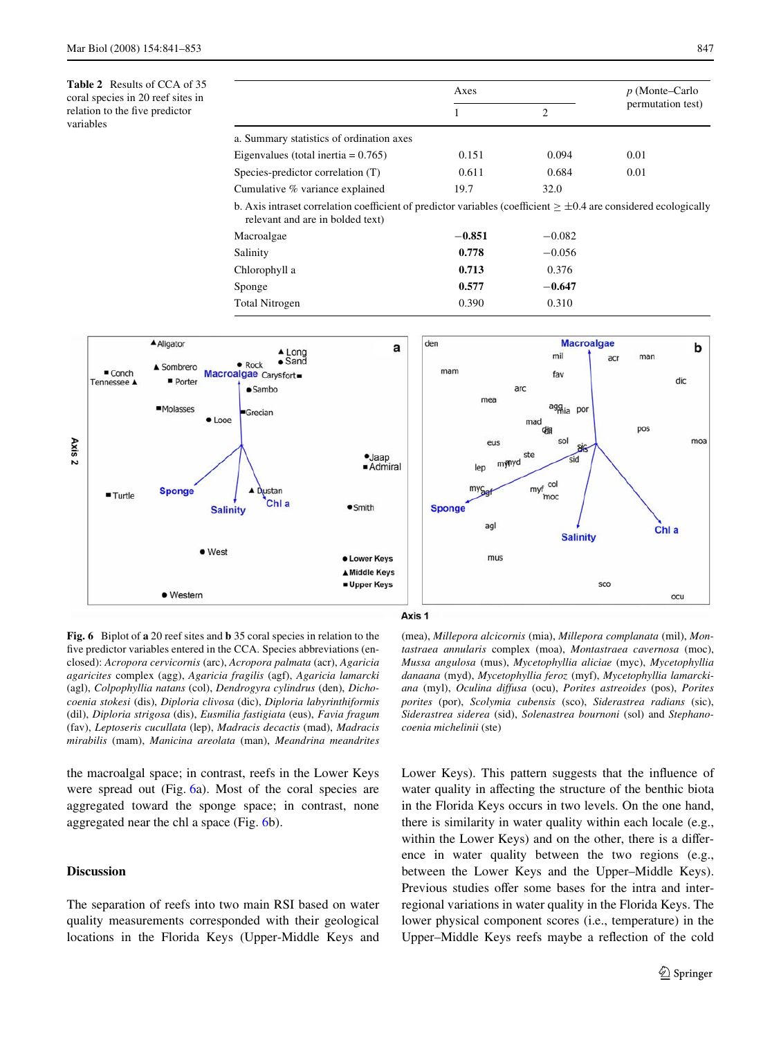**Table 2** Results of CCA of 35 coral species in 20 reef sites in relation to the five predictor variables

| | Axes | | *p* (Monte–Carlo permutation test) |
|---|---|---|---|
| | 1 | 2 | |
| a. Summary statistics of ordination axes | | | |
| Eigenvalues (total inertia = 0.765) | 0.151 | 0.094 | 0.01 |
| Species-predictor correlation (T) | 0.611 | 0.684 | 0.01 |
| Cumulative % variance explained | 19.7 | 32.0 | |
| b. Axis intraset correlation coefficient of predictor variables (coefficient ≥ ±0.4 are considered ecologically relevant and are in bolded text) | | | |
| Macroalgae | **−0.851** | −0.082 | |
| Salinity | **0.778** | −0.056 | |
| Chlorophyll a | **0.713** | 0.376 | |
| Sponge | **0.577** | **−0.647** | |
| Total Nitrogen | 0.390 | 0.310 | |

**Fig. 6** Biplot of **a** 20 reef sites and **b** 35 coral species in relation to the five predictor variables entered in the CCA. Species abbreviations (enclosed): *Acropora cervicornis* (arc), *Acropora palmata* (acr), *Agaricia agaricites* complex (agg), *Agaricia fragilis* (agf), *Agaricia lamarcki* (agl), *Colpophyllia natans* (col), *Dendrogyra cylindrus* (den), *Dichocoenia stokesi* (dis), *Diploria clivosa* (dic), *Diploria labyrinthiformis* (dil), *Diploria strigosa* (dis), *Eusmilia fastigiata* (eus), *Favia fragum* (fav), *Leptoseris cucullata* (lep), *Madracis decactis* (mad), *Madracis mirabilis* (mam), *Manicina areolata* (man), *Meandrina meandrites* (mea), *Millepora alcicornis* (mia), *Millepora complanata* (mil), *Montastraea annularis* complex (moa), *Montastraea cavernosa* (moc), *Mussa angulosa* (mus), *Mycetophyllia aliciae* (myc), *Mycetophyllia danaana* (myd), *Mycetophyllia feroz* (myf), *Mycetophyllia lamarckiana* (myl), *Oculina diffusa* (ocu), *Porites astreoides* (pos), *Porites porites* (por), *Scolymia cubensis* (sco), *Siderastrea radians* (sic), *Siderastrea siderea* (sid), *Solenastrea bournoni* (sol) and *Stephanocoenia michelinii* (ste)

the macroalgal space; in contrast, reefs in the Lower Keys were spread out (Fig. 6a). Most of the coral species are aggregated toward the sponge space; in contrast, none aggregated near the chl a space (Fig. 6b).

## Discussion

The separation of reefs into two main RSI based on water quality measurements corresponded with their geological locations in the Florida Keys (Upper-Middle Keys and Lower Keys). This pattern suggests that the influence of water quality in affecting the structure of the benthic biota in the Florida Keys occurs in two levels. On the one hand, there is similarity in water quality within each locale (e.g., within the Lower Keys) and on the other, there is a difference in water quality between the two regions (e.g., between the Lower Keys and the Upper–Middle Keys). Previous studies offer some bases for the intra and inter-regional variations in water quality in the Florida Keys. The lower physical component scores (i.e., temperature) in the Upper–Middle Keys reefs maybe a reflection of the cold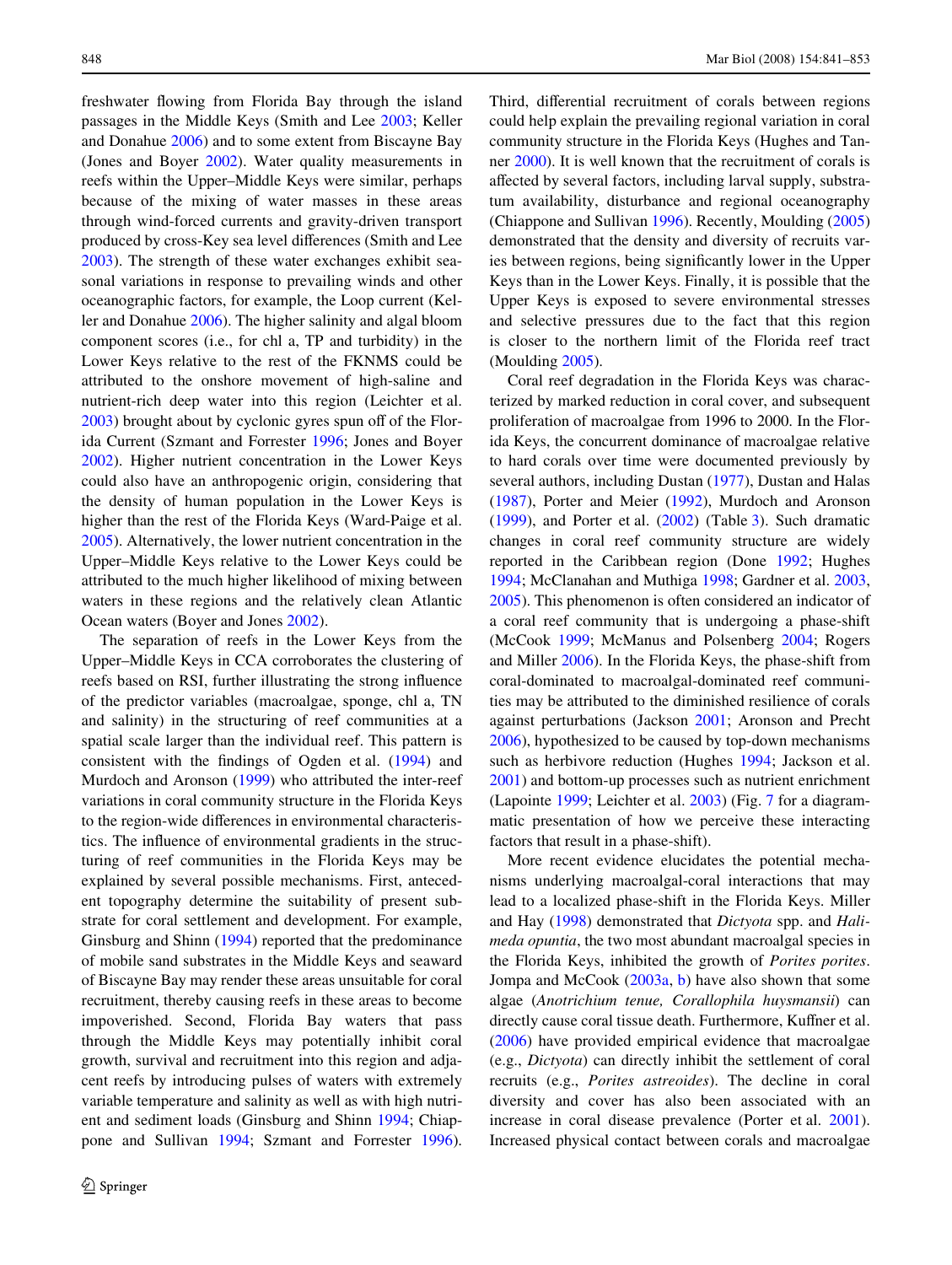freshwater flowing from Florida Bay through the island passages in the Middle Keys (Smith and Lee 2003; Keller and Donahue 2006) and to some extent from Biscayne Bay (Jones and Boyer 2002). Water quality measurements in reefs within the Upper–Middle Keys were similar, perhaps because of the mixing of water masses in these areas through wind-forced currents and gravity-driven transport produced by cross-Key sea level differences (Smith and Lee 2003). The strength of these water exchanges exhibit seasonal variations in response to prevailing winds and other oceanographic factors, for example, the Loop current (Keller and Donahue 2006). The higher salinity and algal bloom component scores (i.e., for chl a, TP and turbidity) in the Lower Keys relative to the rest of the FKNMS could be attributed to the onshore movement of high-saline and nutrient-rich deep water into this region (Leichter et al. 2003) brought about by cyclonic gyres spun off of the Florida Current (Szmant and Forrester 1996; Jones and Boyer 2002). Higher nutrient concentration in the Lower Keys could also have an anthropogenic origin, considering that the density of human population in the Lower Keys is higher than the rest of the Florida Keys (Ward-Paige et al. 2005). Alternatively, the lower nutrient concentration in the Upper–Middle Keys relative to the Lower Keys could be attributed to the much higher likelihood of mixing between waters in these regions and the relatively clean Atlantic Ocean waters (Boyer and Jones 2002).

The separation of reefs in the Lower Keys from the Upper–Middle Keys in CCA corroborates the clustering of reefs based on RSI, further illustrating the strong influence of the predictor variables (macroalgae, sponge, chl a, TN and salinity) in the structuring of reef communities at a spatial scale larger than the individual reef. This pattern is consistent with the findings of Ogden et al. (1994) and Murdoch and Aronson (1999) who attributed the inter-reef variations in coral community structure in the Florida Keys to the region-wide differences in environmental characteristics. The influence of environmental gradients in the structuring of reef communities in the Florida Keys may be explained by several possible mechanisms. First, antecedent topography determine the suitability of present substrate for coral settlement and development. For example, Ginsburg and Shinn (1994) reported that the predominance of mobile sand substrates in the Middle Keys and seaward of Biscayne Bay may render these areas unsuitable for coral recruitment, thereby causing reefs in these areas to become impoverished. Second, Florida Bay waters that pass through the Middle Keys may potentially inhibit coral growth, survival and recruitment into this region and adjacent reefs by introducing pulses of waters with extremely variable temperature and salinity as well as with high nutrient and sediment loads (Ginsburg and Shinn 1994; Chiappone and Sullivan 1994; Szmant and Forrester 1996). Third, differential recruitment of corals between regions could help explain the prevailing regional variation in coral community structure in the Florida Keys (Hughes and Tanner 2000). It is well known that the recruitment of corals is affected by several factors, including larval supply, substratum availability, disturbance and regional oceanography (Chiappone and Sullivan 1996). Recently, Moulding (2005) demonstrated that the density and diversity of recruits varies between regions, being significantly lower in the Upper Keys than in the Lower Keys. Finally, it is possible that the Upper Keys is exposed to severe environmental stresses and selective pressures due to the fact that this region is closer to the northern limit of the Florida reef tract (Moulding 2005).

Coral reef degradation in the Florida Keys was characterized by marked reduction in coral cover, and subsequent proliferation of macroalgae from 1996 to 2000. In the Florida Keys, the concurrent dominance of macroalgae relative to hard corals over time were documented previously by several authors, including Dustan (1977), Dustan and Halas (1987), Porter and Meier (1992), Murdoch and Aronson (1999), and Porter et al. (2002) (Table 3). Such dramatic changes in coral reef community structure are widely reported in the Caribbean region (Done 1992; Hughes 1994; McClanahan and Muthiga 1998; Gardner et al. 2003, 2005). This phenomenon is often considered an indicator of a coral reef community that is undergoing a phase-shift (McCook 1999; McManus and Polsenberg 2004; Rogers and Miller 2006). In the Florida Keys, the phase-shift from coral-dominated to macroalgal-dominated reef communities may be attributed to the diminished resilience of corals against perturbations (Jackson 2001; Aronson and Precht 2006), hypothesized to be caused by top-down mechanisms such as herbivore reduction (Hughes 1994; Jackson et al. 2001) and bottom-up processes such as nutrient enrichment (Lapointe 1999; Leichter et al. 2003) (Fig. 7 for a diagrammatic presentation of how we perceive these interacting factors that result in a phase-shift).

More recent evidence elucidates the potential mechanisms underlying macroalgal-coral interactions that may lead to a localized phase-shift in the Florida Keys. Miller and Hay (1998) demonstrated that *Dictyota* spp. and *Halimeda opuntia*, the two most abundant macroalgal species in the Florida Keys, inhibited the growth of *Porites porites*. Jompa and McCook (2003a, b) have also shown that some algae (*Anotrichium tenue, Corallophila huysmansii*) can directly cause coral tissue death. Furthermore, Kuffner et al. (2006) have provided empirical evidence that macroalgae (e.g., *Dictyota*) can directly inhibit the settlement of coral recruits (e.g., *Porites astreoides*). The decline in coral diversity and cover has also been associated with an increase in coral disease prevalence (Porter et al. 2001). Increased physical contact between corals and macroalgae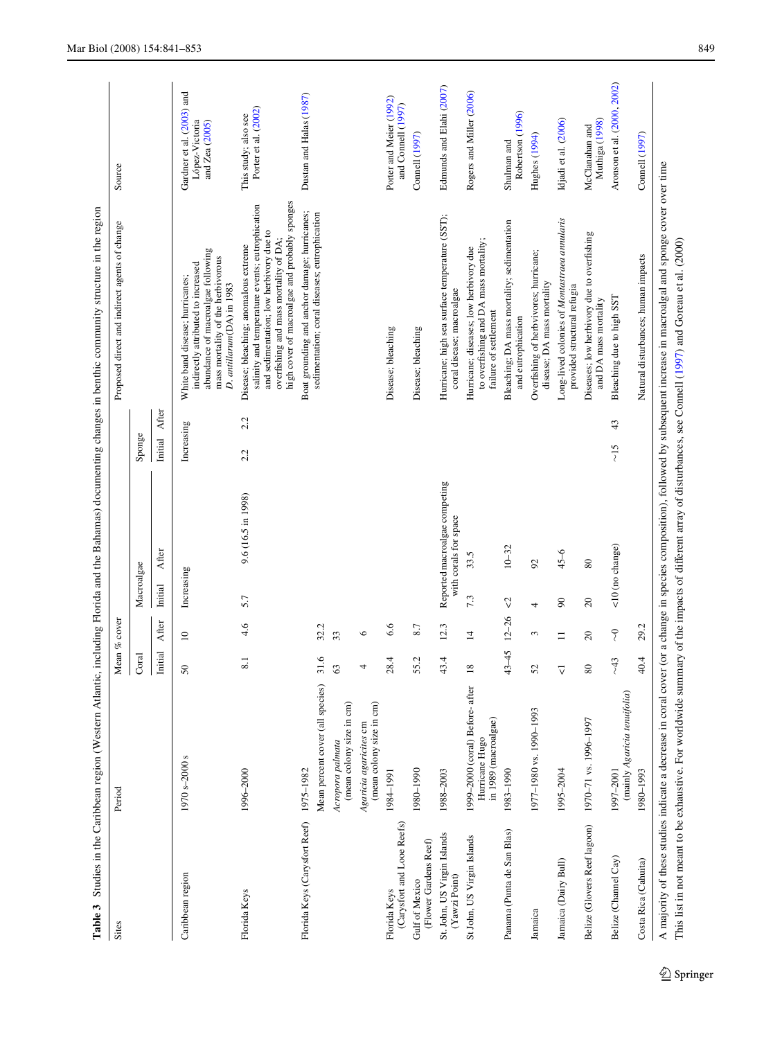**Table 3** Studies in the Caribbean region (Western Atlantic, including Florida and the Bahamas) documenting changes in benthic community structure in the region

| Sites | Period | Mean % cover | | | | | | Proposed direct and indirect agents of change | Source |
|---|---|---|---|---|---|---|---|---|---|
| | | Coral | | Macroalgae | | Sponge | | | |
| | | Initial | After | Initial | After | Initial | After | | |
| Caribbean region | 1970 s–2000 s | 50 | 10 | Increasing | | Increasing | | White band disease; hurricanes; indirectly attributed to increased abundance of macroalgae following mass mortality of the herbivorous *D. antillarum*(DA) in 1983 | Gardner et al. (2003) and López-Victoria and Zea (2005) |
| Florida Keys | 1996–2000 | 8.1 | 4.6 | 5.7 | 9.6 (16.5 in 1998) | 2.2 | 2.2 | Disease; bleaching; anomalous extreme salinity and temperature events; eutrophication and sedimentation; low herbivory due to overfishing and mass mortality of DA; high cover of macroalgae and probably sponges | This study; also see Porter et al. (2002) |
| Florida Keys (Carysfort Reef) | 1975–1982 | | | | | | | Boat grounding and anchor damage; hurricanes; sedimentation; coral diseases; eutrophication | Dustan and Halas (1987) |
| | Mean percent cover (all species) | 31.6 | 32.2 | | | | | | |
| | *Acropora palmata* (mean colony size in cm) | 63 | 33 | | | | | | |
| | *Agaricia agaricites* cm (mean colony size in cm) | 4 | 6 | | | | | | |
| Florida Keys (Carysfort and Looe Reefs) | 1984–1991 | 28.4 | 6.6 | | | | | Disease; bleaching | Porter and Meier (1992) and Connell (1997) |
| Gulf of Mexico (Flower Gardens Reef) | 1980–1990 | 55.2 | 8.7 | | | | | Disease; bleaching | Connell (1997) |
| St. John, US Virgin Islands (Yawzi Point) | 1988–2003 | 43.4 | 12.3 | Reported macroalgae competing with corals for space | | | | Hurricane; high sea surface temperature (SST); coral disease; macroalgae | Edmunds and Elahi (2007) |
| St John, US Virgin Islands | 1999–2000 (coral) Before- after Hurricane Hugo in 1989 (macroalgae) | 18 | 14 | 7.3 | 33.5 | | | Hurricane; diseases; low herbivory due to overfishing and DA mass mortality; failure of settlement | Rogers and Miller (2006) |
| Panama (Punta de San Blas) | 1983–1990 | 43–45 | 12–26 | <2 | 10–32 | | | Bleaching; DA mass mortality; sedimentation and eutrophication | Shulman and Robertson (1996) |
| Jamaica | 1977–1980 vs. 1990–1993 | 52 | 3 | 4 | 92 | | | Overfishing of herbivores; hurricane; disease; DA mass mortality | Hughes (1994) |
| Jamaica (Dairy Bull) | 1995–2004 | <1 | 11 | 90 | 45–6 | | | Long-lived colonies of *Montastraea annularis* provided structural refugia | Idjadi et al. (2006) |
| Belize (Glovers Reef lagoon) | 1970–71 vs. 1996–1997 | 80 | 20 | 20 | 80 | | | Diseases; low herbivory due to overfishing and DA mass mortality | McClanahan and Muthiga (1998) |
| Belize (Channel Cay) | 1997–2001 (mainly *Agaricia tenuifolia*) | ~43 | ~0 | <10 (no change) | | ~15 | 43 | Bleaching due to high SST | Aronson et al. (2000, 2002) |
| Costa Rica (Cahuita) | 1980–1993 | 40.4 | 29.2 | | | | | Natural disturbances; human impacts | Connell (1997) |

A majority of these studies indicate a decrease in coral cover (or a change in species composition), followed by subsequent increase in macroalgal and sponge cover over time

This list in not meant to be exhaustive. For worldwide summary of the impacts of different array of disturbances, see Connell (1997) and Goreau et al. (2000)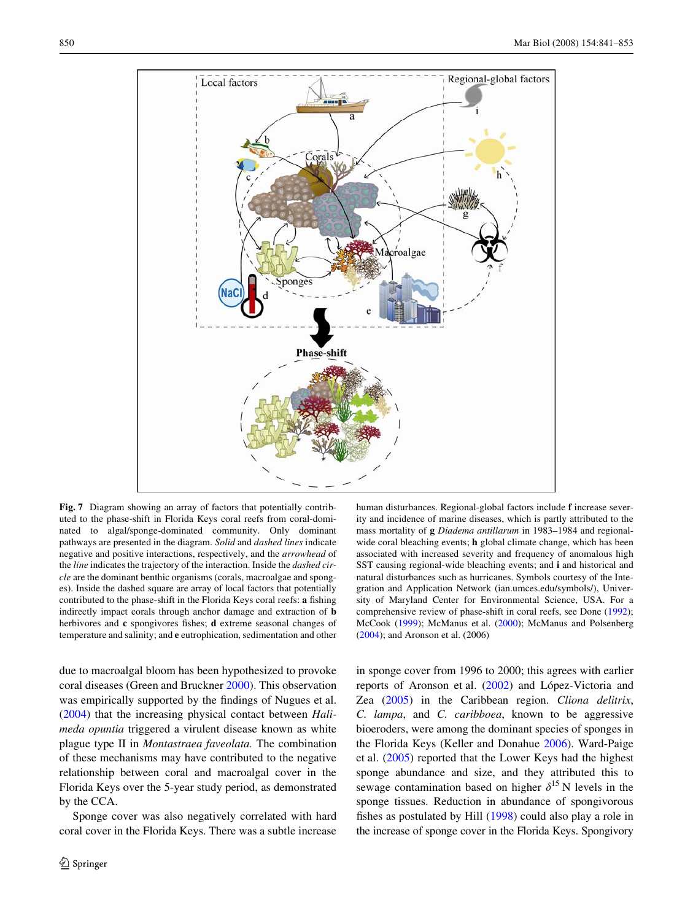**Fig. 7** Diagram showing an array of factors that potentially contributed to the phase-shift in Florida Keys coral reefs from coral-dominated to algal/sponge-dominated community. Only dominant pathways are presented in the diagram. *Solid* and *dashed lines* indicate negative and positive interactions, respectively, and the *arrowhead* of the *line* indicates the trajectory of the interaction. Inside the *dashed circle* are the dominant benthic organisms (corals, macroalgae and sponges). Inside the dashed square are array of local factors that potentially contributed to the phase-shift in the Florida Keys coral reefs: **a** fishing indirectly impact corals through anchor damage and extraction of **b** herbivores and **c** spongivores fishes; **d** extreme seasonal changes of temperature and salinity; and **e** eutrophication, sedimentation and other human disturbances. Regional-global factors include **f** increase severity and incidence of marine diseases, which is partly attributed to the mass mortality of **g** *Diadema antillarum* in 1983–1984 and regional-wide coral bleaching events; **h** global climate change, which has been associated with increased severity and frequency of anomalous high SST causing regional-wide bleaching events; and **i** and historical and natural disturbances such as hurricanes. Symbols courtesy of the Integration and Application Network (ian.umces.edu/symbols/), University of Maryland Center for Environmental Science, USA. For a comprehensive review of phase-shift in coral reefs, see Done (1992); McCook (1999); McManus et al. (2000); McManus and Polsenberg (2004); and Aronson et al. (2006)

due to macroalgal bloom has been hypothesized to provoke coral diseases (Green and Bruckner 2000). This observation was empirically supported by the findings of Nugues et al. (2004) that the increasing physical contact between *Halimeda opuntia* triggered a virulent disease known as white plague type II in *Montastraea faveolata.* The combination of these mechanisms may have contributed to the negative relationship between coral and macroalgal cover in the Florida Keys over the 5-year study period, as demonstrated by the CCA.

Sponge cover was also negatively correlated with hard coral cover in the Florida Keys. There was a subtle increase in sponge cover from 1996 to 2000; this agrees with earlier reports of Aronson et al. (2002) and López-Victoria and Zea (2005) in the Caribbean region. *Cliona delitrix*, *C. lampa*, and *C. caribboea*, known to be aggressive bioeroders, were among the dominant species of sponges in the Florida Keys (Keller and Donahue 2006). Ward-Paige et al. (2005) reported that the Lower Keys had the highest sponge abundance and size, and they attributed this to sewage contamination based on higher $\delta^{15}$N levels in the sponge tissues. Reduction in abundance of spongivorous fishes as postulated by Hill (1998) could also play a role in the increase of sponge cover in the Florida Keys. Spongivory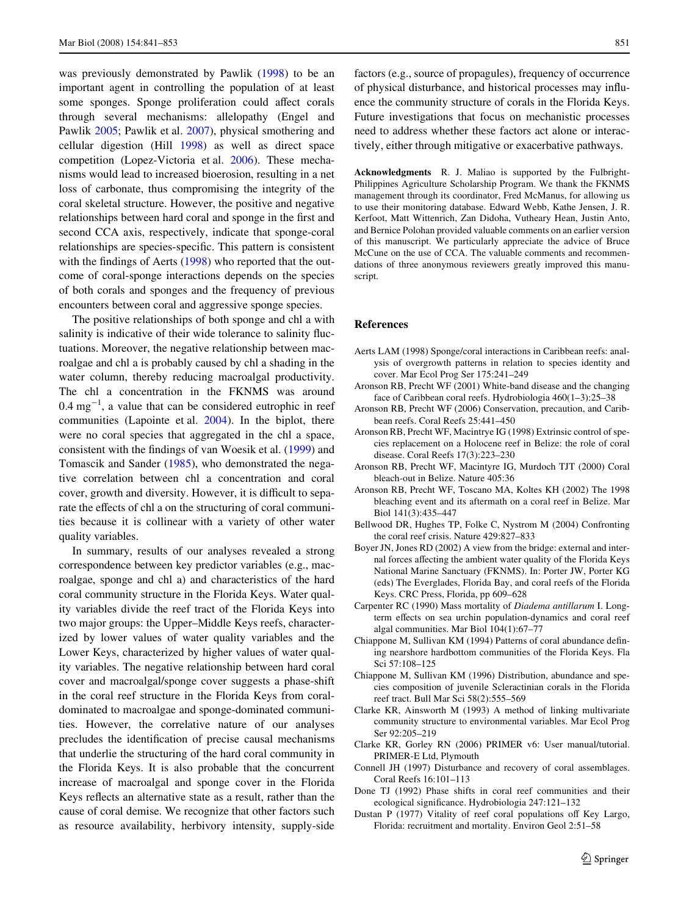was previously demonstrated by Pawlik (1998) to be an important agent in controlling the population of at least some sponges. Sponge proliferation could affect corals through several mechanisms: allelopathy (Engel and Pawlik 2005; Pawlik et al. 2007), physical smothering and cellular digestion (Hill 1998) as well as direct space competition (Lopez-Victoria et al. 2006). These mechanisms would lead to increased bioerosion, resulting in a net loss of carbonate, thus compromising the integrity of the coral skeletal structure. However, the positive and negative relationships between hard coral and sponge in the first and second CCA axis, respectively, indicate that sponge-coral relationships are species-specific. This pattern is consistent with the findings of Aerts (1998) who reported that the outcome of coral-sponge interactions depends on the species of both corals and sponges and the frequency of previous encounters between coral and aggressive sponge species.

The positive relationships of both sponge and chl a with salinity is indicative of their wide tolerance to salinity fluctuations. Moreover, the negative relationship between macroalgae and chl a is probably caused by chl a shading in the water column, thereby reducing macroalgal productivity. The chl a concentration in the FKNMS was around 0.4 mg$^{-1}$, a value that can be considered eutrophic in reef communities (Lapointe et al. 2004). In the biplot, there were no coral species that aggregated in the chl a space, consistent with the findings of van Woesik et al. (1999) and Tomascik and Sander (1985), who demonstrated the negative correlation between chl a concentration and coral cover, growth and diversity. However, it is difficult to separate the effects of chl a on the structuring of coral communities because it is collinear with a variety of other water quality variables.

In summary, results of our analyses revealed a strong correspondence between key predictor variables (e.g., macroalgae, sponge and chl a) and characteristics of the hard coral community structure in the Florida Keys. Water quality variables divide the reef tract of the Florida Keys into two major groups: the Upper–Middle Keys reefs, characterized by lower values of water quality variables and the Lower Keys, characterized by higher values of water quality variables. The negative relationship between hard coral cover and macroalgal/sponge cover suggests a phase-shift in the coral reef structure in the Florida Keys from coral-dominated to macroalgae and sponge-dominated communities. However, the correlative nature of our analyses precludes the identification of precise causal mechanisms that underlie the structuring of the hard coral community in the Florida Keys. It is also probable that the concurrent increase of macroalgal and sponge cover in the Florida Keys reflects an alternative state as a result, rather than the cause of coral demise. We recognize that other factors such as resource availability, herbivory intensity, supply-side factors (e.g., source of propagules), frequency of occurrence of physical disturbance, and historical processes may influence the community structure of corals in the Florida Keys. Future investigations that focus on mechanistic processes need to address whether these factors act alone or interactively, either through mitigative or exacerbative pathways.

**Acknowledgments** R. J. Maliao is supported by the Fulbright-Philippines Agriculture Scholarship Program. We thank the FKNMS management through its coordinator, Fred McManus, for allowing us to use their monitoring database. Edward Webb, Kathe Jensen, J. R. Kerfoot, Matt Wittenrich, Zan Didoha, Vutheary Hean, Justin Anto, and Bernice Polohan provided valuable comments on an earlier version of this manuscript. We particularly appreciate the advice of Bruce McCune on the use of CCA. The valuable comments and recommendations of three anonymous reviewers greatly improved this manuscript.

## References

Aerts LAM (1998) Sponge/coral interactions in Caribbean reefs: analysis of overgrowth patterns in relation to species identity and cover. Mar Ecol Prog Ser 175:241–249

Aronson RB, Precht WF (2001) White-band disease and the changing face of Caribbean coral reefs. Hydrobiologia 460(1–3):25–38

Aronson RB, Precht WF (2006) Conservation, precaution, and Caribbean reefs. Coral Reefs 25:441–450

Aronson RB, Precht WF, Macintyre IG (1998) Extrinsic control of species replacement on a Holocene reef in Belize: the role of coral disease. Coral Reefs 17(3):223–230

Aronson RB, Precht WF, Macintyre IG, Murdoch TJT (2000) Coral bleach-out in Belize. Nature 405:36

Aronson RB, Precht WF, Toscano MA, Koltes KH (2002) The 1998 bleaching event and its aftermath on a coral reef in Belize. Mar Biol 141(3):435–447

Bellwood DR, Hughes TP, Folke C, Nystrom M (2004) Confronting the coral reef crisis. Nature 429:827–833

Boyer JN, Jones RD (2002) A view from the bridge: external and internal forces affecting the ambient water quality of the Florida Keys National Marine Sanctuary (FKNMS). In: Porter JW, Porter KG (eds) The Everglades, Florida Bay, and coral reefs of the Florida Keys. CRC Press, Florida, pp 609–628

Carpenter RC (1990) Mass mortality of *Diadema antillarum* I. Long-term effects on sea urchin population-dynamics and coral reef algal communities. Mar Biol 104(1):67–77

Chiappone M, Sullivan KM (1994) Patterns of coral abundance defining nearshore hardbottom communities of the Florida Keys. Fla Sci 57:108–125

Chiappone M, Sullivan KM (1996) Distribution, abundance and species composition of juvenile Scleractinian corals in the Florida reef tract. Bull Mar Sci 58(2):555–569

Clarke KR, Ainsworth M (1993) A method of linking multivariate community structure to environmental variables. Mar Ecol Prog Ser 92:205–219

Clarke KR, Gorley RN (2006) PRIMER v6: User manual/tutorial. PRIMER-E Ltd, Plymouth

Connell JH (1997) Disturbance and recovery of coral assemblages. Coral Reefs 16:101–113

Done TJ (1992) Phase shifts in coral reef communities and their ecological significance. Hydrobiologia 247:121–132

Dustan P (1977) Vitality of reef coral populations off Key Largo, Florida: recruitment and mortality. Environ Geol 2:51–58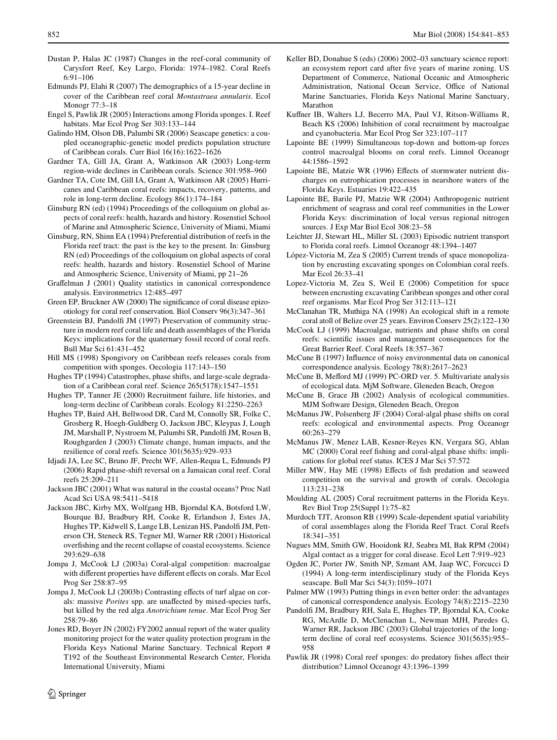Dustan P, Halas JC (1987) Changes in the reef-coral community of Carysfort Reef, Key Largo, Florida: 1974–1982. Coral Reefs 6:91–106

Edmunds PJ, Elahi R (2007) The demographics of a 15-year decline in cover of the Caribbean reef coral *Montastraea annularis*. Ecol Monogr 77:3–18

Engel S, Pawlik JR (2005) Interactions among Florida sponges. I. Reef habitats. Mar Ecol Prog Ser 303:133–144

Galindo HM, Olson DB, Palumbi SR (2006) Seascape genetics: a coupled oceanographic-genetic model predicts population structure of Caribbean corals. Curr Biol 16(16):1622–1626

Gardner TA, Gill JA, Grant A, Watkinson AR (2003) Long-term region-wide declines in Caribbean corals. Science 301:958–960

Gardner TA, Cote IM, Gill IA, Grant A, Watkinson AR (2005) Hurricanes and Caribbean coral reefs: impacts, recovery, patterns, and role in long-term decline. Ecology 86(1):174–184

Ginsburg RN (ed) (1994) Proceedings of the colloquium on global aspects of coral reefs: health, hazards and history. Rosenstiel School of Marine and Atmospheric Science, University of Miami, Miami

Ginsburg, RN, Shinn EA (1994) Preferential distribution of reefs in the Florida reef tract: the past is the key to the present. In: Ginsburg RN (ed) Proceedings of the colloquium on global aspects of coral reefs: health, hazards and history. Rosenstiel School of Marine and Atmospheric Science, University of Miami, pp 21–26

Graffelman J (2001) Quality statistics in canonical correspondence analysis. Environmetrics 12:485–497

Green EP, Bruckner AW (2000) The significance of coral disease epizootiology for coral reef conservation. Biol Conserv 96(3):347–361

Greenstein BJ, Pandolfi JM (1997) Preservation of community structure in modern reef coral life and death assemblages of the Florida Keys: implications for the quaternary fossil record of coral reefs. Bull Mar Sci 61:431–452

Hill MS (1998) Spongivory on Caribbean reefs releases corals from competition with sponges. Oecologia 117:143–150

Hughes TP (1994) Catastrophes, phase shifts, and large-scale degradation of a Caribbean coral reef. Science 265(5178):1547–1551

Hughes TP, Tanner JE (2000) Recruitment failure, life histories, and long-term decline of Caribbean corals. Ecology 81:2250–2263

Hughes TP, Baird AH, Bellwood DR, Card M, Connolly SR, Folke C, Grosberg R, Hoegh-Guldberg O, Jackson JBC, Kleypas J, Lough JM, Marshall P, Nystroem M, Palumbi SR, Pandolfi JM, Rosen B, Roughgarden J (2003) Climate change, human impacts, and the resilience of coral reefs. Science 301(5635):929–933

Idjadi JA, Lee SC, Bruno JF, Precht WF, Allen-Requa L, Edmunds PJ (2006) Rapid phase-shift reversal on a Jamaican coral reef. Coral reefs 25:209–211

Jackson JBC (2001) What was natural in the coastal oceans? Proc Natl Acad Sci USA 98:5411–5418

Jackson JBC, Kirby MX, Wolfgang HB, Bjorndal KA, Botsford LW, Bourque BJ, Bradbury RH, Cooke R, Erlandson J, Estes JA, Hughes TP, Kidwell S, Lange LB, Lenizan HS, Pandolfi JM, Petterson CH, Steneck RS, Tegner MJ, Warner RR (2001) Historical overfishing and the recent collapse of coastal ecosystems. Science 293:629–638

Jompa J, McCook LJ (2003a) Coral-algal competition: macroalgae with different properties have different effects on corals. Mar Ecol Prog Ser 258:87–95

Jompa J, McCook LJ (2003b) Contrasting effects of turf algae on corals: massive *Porites* spp. are unaffected by mixed-species turfs, but killed by the red alga *Anotrichium tenue*. Mar Ecol Prog Ser 258:79–86

Jones RD, Boyer JN (2002) FY2002 annual report of the water quality monitoring project for the water quality protection program in the Florida Keys National Marine Sanctuary. Technical Report # T192 of the Southeast Environmental Research Center, Florida International University, Miami

Keller BD, Donahue S (eds) (2006) 2002–03 sanctuary science report: an ecosystem report card after five years of marine zoning. US Department of Commerce, National Oceanic and Atmospheric Administration, National Ocean Service, Office of National Marine Sanctuaries, Florida Keys National Marine Sanctuary, Marathon

Kuffner IB, Walters LJ, Becerro MA, Paul VJ, Ritson-Williams R, Beach KS (2006) Inhibition of coral recruitment by macroalgae and cyanobacteria. Mar Ecol Prog Ser 323:107–117

Lapointe BE (1999) Simultaneous top-down and bottom-up forces control macroalgal blooms on coral reefs. Limnol Oceanogr 44:1586–1592

Lapointe BE, Matzie WR (1996) Effects of stormwater nutrient discharges on eutrophication processes in nearshore waters of the Florida Keys. Estuaries 19:422–435

Lapointe BE, Barile PJ, Matzie WR (2004) Anthropogenic nutrient enrichment of seagrass and coral reef communities in the Lower Florida Keys: discrimination of local versus regional nitrogen sources. J Exp Mar Biol Ecol 308:23–58

Leichter JJ, Stewart HL, Miller SL (2003) Episodic nutrient transport to Florida coral reefs. Limnol Oceanogr 48:1394–1407

López-Victoria M, Zea S (2005) Current trends of space monopolization by encrusting excavating sponges on Colombian coral reefs. Mar Ecol 26:33–41

Lopez-Victoria M, Zea S, Weil E (2006) Competition for space between encrusting excavating Caribbean sponges and other coral reef organisms. Mar Ecol Prog Ser 312:113–121

McClanahan TR, Muthiga NA (1998) An ecological shift in a remote coral atoll of Belize over 25 years. Environ Conserv 25(2):122–130

McCook LJ (1999) Macroalgae, nutrients and phase shifts on coral reefs: scientific issues and management consequences for the Great Barrier Reef. Coral Reefs 18:357–367

McCune B (1997) Influence of noisy environmental data on canonical correspondence analysis. Ecology 78(8):2617–2623

McCune B, Mefford MJ (1999) PC-ORD ver. 5. Multivariate analysis of ecological data. MjM Software, Gleneden Beach, Oregon

McCune B, Grace JB (2002) Analysis of ecological communities. MJM Software Design, Gleneden Beach, Oregon

McManus JW, Polsenberg JF (2004) Coral-algal phase shifts on coral reefs: ecological and environmental aspects. Prog Oceanogr 60:263–279

McManus JW, Menez LAB, Kesner-Reyes KN, Vergara SG, Ablan MC (2000) Coral reef fishing and coral-algal phase shifts: implications for global reef status. ICES J Mar Sci 57:572

Miller MW, Hay ME (1998) Effects of fish predation and seaweed competition on the survival and growth of corals. Oecologia 113:231–238

Moulding AL (2005) Coral recruitment patterns in the Florida Keys. Rev Biol Trop 25(Suppl 1):75–82

Murdoch TJT, Aronson RB (1999) Scale-dependent spatial variability of coral assemblages along the Florida Reef Tract. Coral Reefs 18:341–351

Nugues MM, Smith GW, Hooidonk RJ, Seabra MI, Bak RPM (2004) Algal contact as a trigger for coral disease. Ecol Lett 7:919–923

Ogden JC, Porter JW, Smith NP, Szmant AM, Jaap WC, Forcucci D (1994) A long-term interdisciplinary study of the Florida Keys seascape. Bull Mar Sci 54(3):1059–1071

Palmer MW (1993) Putting things in even better order: the advantages of canonical correspondence analysis. Ecology 74(8):2215–2230

Pandolfi JM, Bradbury RH, Sala E, Hughes TP, Bjorndal KA, Cooke RG, McArdle D, McClenachan L, Newman MJH, Paredes G, Warner RR, Jackson JBC (2003) Global trajectories of the long-term decline of coral reef ecosystems. Science 301(5635):955–958

Pawlik JR (1998) Coral reef sponges: do predatory fishes affect their distribution? Limnol Oceanogr 43:1396–1399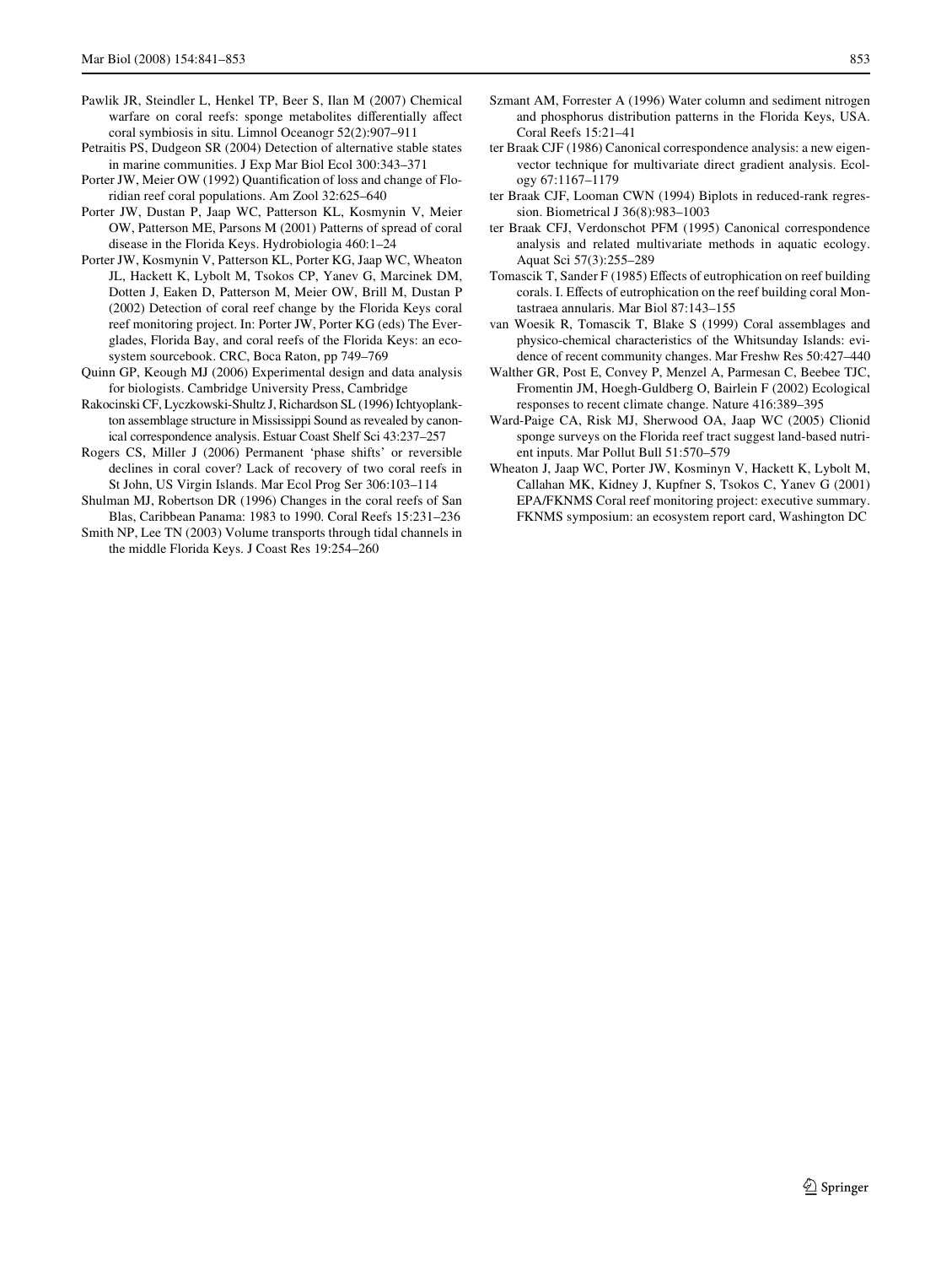Pawlik JR, Steindler L, Henkel TP, Beer S, Ilan M (2007) Chemical warfare on coral reefs: sponge metabolites differentially affect coral symbiosis in situ. Limnol Oceanogr 52(2):907–911

Petraitis PS, Dudgeon SR (2004) Detection of alternative stable states in marine communities. J Exp Mar Biol Ecol 300:343–371

Porter JW, Meier OW (1992) Quantification of loss and change of Floridian reef coral populations. Am Zool 32:625–640

Porter JW, Dustan P, Jaap WC, Patterson KL, Kosmynin V, Meier OW, Patterson ME, Parsons M (2001) Patterns of spread of coral disease in the Florida Keys. Hydrobiologia 460:1–24

Porter JW, Kosmynin V, Patterson KL, Porter KG, Jaap WC, Wheaton JL, Hackett K, Lybolt M, Tsokos CP, Yanev G, Marcinek DM, Dotten J, Eaken D, Patterson M, Meier OW, Brill M, Dustan P (2002) Detection of coral reef change by the Florida Keys coral reef monitoring project. In: Porter JW, Porter KG (eds) The Everglades, Florida Bay, and coral reefs of the Florida Keys: an ecosystem sourcebook. CRC, Boca Raton, pp 749–769

Quinn GP, Keough MJ (2006) Experimental design and data analysis for biologists. Cambridge University Press, Cambridge

Rakocinski CF, Lyczkowski-Shultz J, Richardson SL (1996) Ichtyoplankton assemblage structure in Mississippi Sound as revealed by canonical correspondence analysis. Estuar Coast Shelf Sci 43:237–257

Rogers CS, Miller J (2006) Permanent 'phase shifts' or reversible declines in coral cover? Lack of recovery of two coral reefs in St John, US Virgin Islands. Mar Ecol Prog Ser 306:103–114

Shulman MJ, Robertson DR (1996) Changes in the coral reefs of San Blas, Caribbean Panama: 1983 to 1990. Coral Reefs 15:231–236

Smith NP, Lee TN (2003) Volume transports through tidal channels in the middle Florida Keys. J Coast Res 19:254–260

Szmant AM, Forrester A (1996) Water column and sediment nitrogen and phosphorus distribution patterns in the Florida Keys, USA. Coral Reefs 15:21–41

ter Braak CJF (1986) Canonical correspondence analysis: a new eigenvector technique for multivariate direct gradient analysis. Ecology 67:1167–1179

ter Braak CJF, Looman CWN (1994) Biplots in reduced-rank regression. Biometrical J 36(8):983–1003

ter Braak CFJ, Verdonschot PFM (1995) Canonical correspondence analysis and related multivariate methods in aquatic ecology. Aquat Sci 57(3):255–289

Tomascik T, Sander F (1985) Effects of eutrophication on reef building corals. I. Effects of eutrophication on the reef building coral Montastraea annularis. Mar Biol 87:143–155

van Woesik R, Tomascik T, Blake S (1999) Coral assemblages and physico-chemical characteristics of the Whitsunday Islands: evidence of recent community changes. Mar Freshw Res 50:427–440

Walther GR, Post E, Convey P, Menzel A, Parmesan C, Beebee TJC, Fromentin JM, Hoegh-Guldberg O, Bairlein F (2002) Ecological responses to recent climate change. Nature 416:389–395

Ward-Paige CA, Risk MJ, Sherwood OA, Jaap WC (2005) Clionid sponge surveys on the Florida reef tract suggest land-based nutrient inputs. Mar Pollut Bull 51:570–579

Wheaton J, Jaap WC, Porter JW, Kosminyn V, Hackett K, Lybolt M, Callahan MK, Kidney J, Kupfner S, Tsokos C, Yanev G (2001) EPA/FKNMS Coral reef monitoring project: executive summary. FKNMS symposium: an ecosystem report card, Washington DC